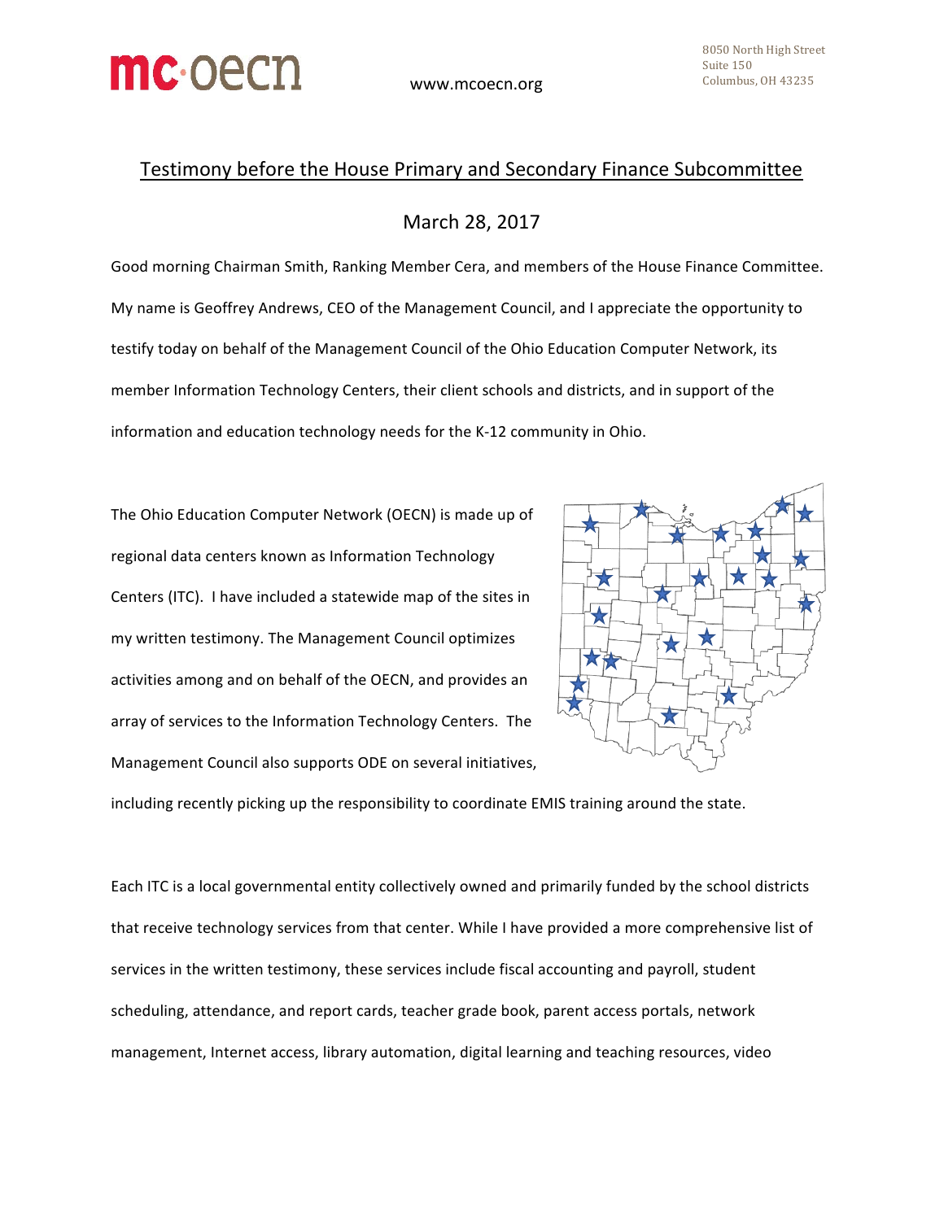mc·oecn

www.mcoecn.org

8050 North High Street
Suite 150
Columbus, OH 43235

## Testimony before the House Primary and Secondary Finance Subcommittee

March 28, 2017

Good morning Chairman Smith, Ranking Member Cera, and members of the House Finance Committee. My name is Geoffrey Andrews, CEO of the Management Council, and I appreciate the opportunity to testify today on behalf of the Management Council of the Ohio Education Computer Network, its member Information Technology Centers, their client schools and districts, and in support of the information and education technology needs for the K-12 community in Ohio.

The Ohio Education Computer Network (OECN) is made up of regional data centers known as Information Technology Centers (ITC). I have included a statewide map of the sites in my written testimony. The Management Council optimizes activities among and on behalf of the OECN, and provides an array of services to the Information Technology Centers. The Management Council also supports ODE on several initiatives, including recently picking up the responsibility to coordinate EMIS training around the state.

Each ITC is a local governmental entity collectively owned and primarily funded by the school districts that receive technology services from that center. While I have provided a more comprehensive list of services in the written testimony, these services include fiscal accounting and payroll, student scheduling, attendance, and report cards, teacher grade book, parent access portals, network management, Internet access, library automation, digital learning and teaching resources, video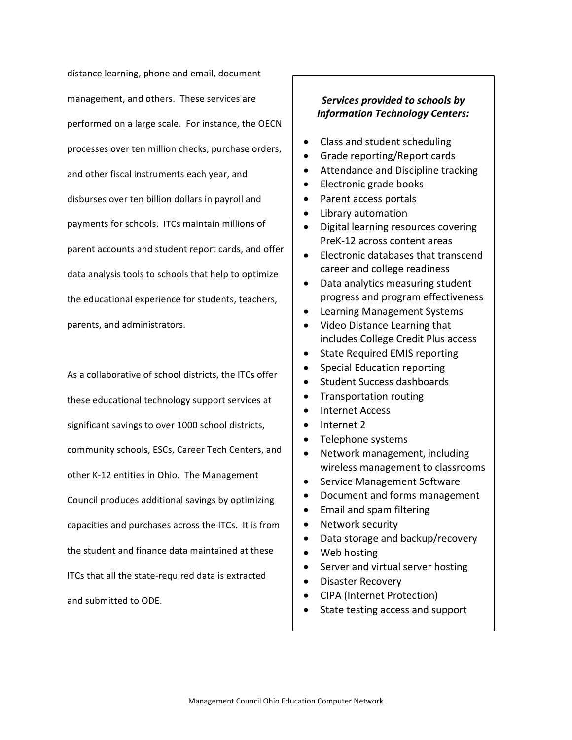distance learning, phone and email, document management, and others. These services are performed on a large scale. For instance, the OECN processes over ten million checks, purchase orders, and other fiscal instruments each year, and disburses over ten billion dollars in payroll and payments for schools. ITCs maintain millions of parent accounts and student report cards, and offer data analysis tools to schools that help to optimize the educational experience for students, teachers, parents, and administrators.

As a collaborative of school districts, the ITCs offer these educational technology support services at significant savings to over 1000 school districts, community schools, ESCs, Career Tech Centers, and other K-12 entities in Ohio. The Management Council produces additional savings by optimizing capacities and purchases across the ITCs. It is from the student and finance data maintained at these ITCs that all the state-required data is extracted and submitted to ODE.

***Services provided to schools by Information Technology Centers:***

- Class and student scheduling
- Grade reporting/Report cards
- Attendance and Discipline tracking
- Electronic grade books
- Parent access portals
- Library automation
- Digital learning resources covering PreK-12 across content areas
- Electronic databases that transcend career and college readiness
- Data analytics measuring student progress and program effectiveness
- Learning Management Systems
- Video Distance Learning that includes College Credit Plus access
- State Required EMIS reporting
- Special Education reporting
- Student Success dashboards
- Transportation routing
- Internet Access
- Internet 2
- Telephone systems
- Network management, including wireless management to classrooms
- Service Management Software
- Document and forms management
- Email and spam filtering
- Network security
- Data storage and backup/recovery
- Web hosting
- Server and virtual server hosting
- Disaster Recovery
- CIPA (Internet Protection)
- State testing access and support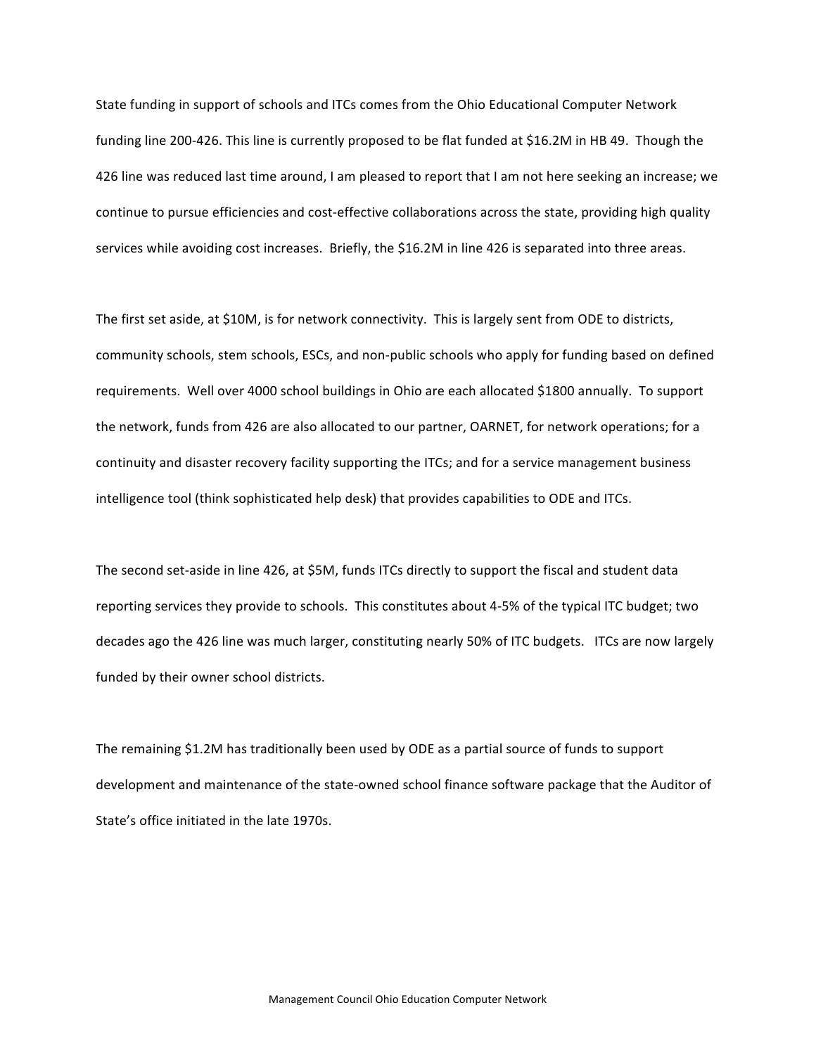State funding in support of schools and ITCs comes from the Ohio Educational Computer Network funding line 200-426. This line is currently proposed to be flat funded at $16.2M in HB 49. Though the 426 line was reduced last time around, I am pleased to report that I am not here seeking an increase; we continue to pursue efficiencies and cost-effective collaborations across the state, providing high quality services while avoiding cost increases. Briefly, the $16.2M in line 426 is separated into three areas.

The first set aside, at $10M, is for network connectivity. This is largely sent from ODE to districts, community schools, stem schools, ESCs, and non-public schools who apply for funding based on defined requirements. Well over 4000 school buildings in Ohio are each allocated $1800 annually. To support the network, funds from 426 are also allocated to our partner, OARNET, for network operations; for a continuity and disaster recovery facility supporting the ITCs; and for a service management business intelligence tool (think sophisticated help desk) that provides capabilities to ODE and ITCs.

The second set-aside in line 426, at $5M, funds ITCs directly to support the fiscal and student data reporting services they provide to schools. This constitutes about 4-5% of the typical ITC budget; two decades ago the 426 line was much larger, constituting nearly 50% of ITC budgets. ITCs are now largely funded by their owner school districts.

The remaining $1.2M has traditionally been used by ODE as a partial source of funds to support development and maintenance of the state-owned school finance software package that the Auditor of State's office initiated in the late 1970s.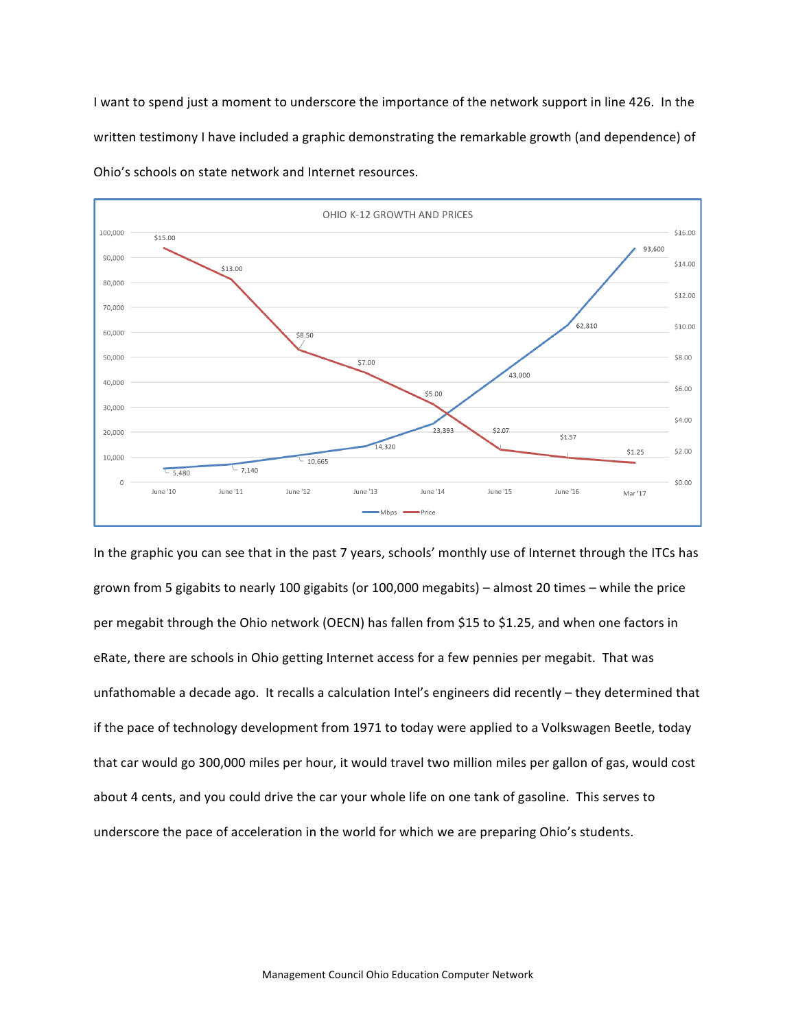I want to spend just a moment to underscore the importance of the network support in line 426. In the written testimony I have included a graphic demonstrating the remarkable growth (and dependence) of Ohio's schools on state network and Internet resources.

**OHIO K-12 GROWTH AND PRICES**

| Date | Mbps | Price |
|---|---|---|
| June '10 | 5,480 | $15.00 |
| June '11 | 7,140 | $13.00 |
| June '12 | 10,665 | $8.50 |
| June '13 | 14,320 | $7.00 |
| June '14 | 23,393 | $5.00 |
| June '15 | 43,000 | $2.07 |
| June '16 | 62,810 | $1.57 |
| Mar '17 | 93,600 | $1.25 |

In the graphic you can see that in the past 7 years, schools' monthly use of Internet through the ITCs has grown from 5 gigabits to nearly 100 gigabits (or 100,000 megabits) – almost 20 times – while the price per megabit through the Ohio network (OECN) has fallen from $15 to $1.25, and when one factors in eRate, there are schools in Ohio getting Internet access for a few pennies per megabit. That was unfathomable a decade ago. It recalls a calculation Intel's engineers did recently – they determined that if the pace of technology development from 1971 to today were applied to a Volkswagen Beetle, today that car would go 300,000 miles per hour, it would travel two million miles per gallon of gas, would cost about 4 cents, and you could drive the car your whole life on one tank of gasoline. This serves to underscore the pace of acceleration in the world for which we are preparing Ohio's students.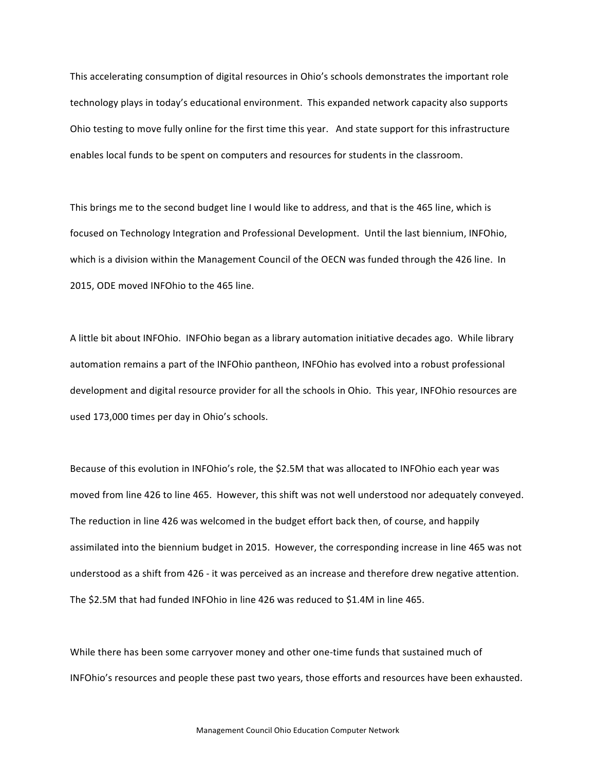This accelerating consumption of digital resources in Ohio's schools demonstrates the important role technology plays in today's educational environment. This expanded network capacity also supports Ohio testing to move fully online for the first time this year. And state support for this infrastructure enables local funds to be spent on computers and resources for students in the classroom.

This brings me to the second budget line I would like to address, and that is the 465 line, which is focused on Technology Integration and Professional Development. Until the last biennium, INFOhio, which is a division within the Management Council of the OECN was funded through the 426 line. In 2015, ODE moved INFOhio to the 465 line.

A little bit about INFOhio. INFOhio began as a library automation initiative decades ago. While library automation remains a part of the INFOhio pantheon, INFOhio has evolved into a robust professional development and digital resource provider for all the schools in Ohio. This year, INFOhio resources are used 173,000 times per day in Ohio's schools.

Because of this evolution in INFOhio's role, the $2.5M that was allocated to INFOhio each year was moved from line 426 to line 465. However, this shift was not well understood nor adequately conveyed. The reduction in line 426 was welcomed in the budget effort back then, of course, and happily assimilated into the biennium budget in 2015. However, the corresponding increase in line 465 was not understood as a shift from 426 - it was perceived as an increase and therefore drew negative attention. The $2.5M that had funded INFOhio in line 426 was reduced to $1.4M in line 465.

While there has been some carryover money and other one-time funds that sustained much of INFOhio's resources and people these past two years, those efforts and resources have been exhausted.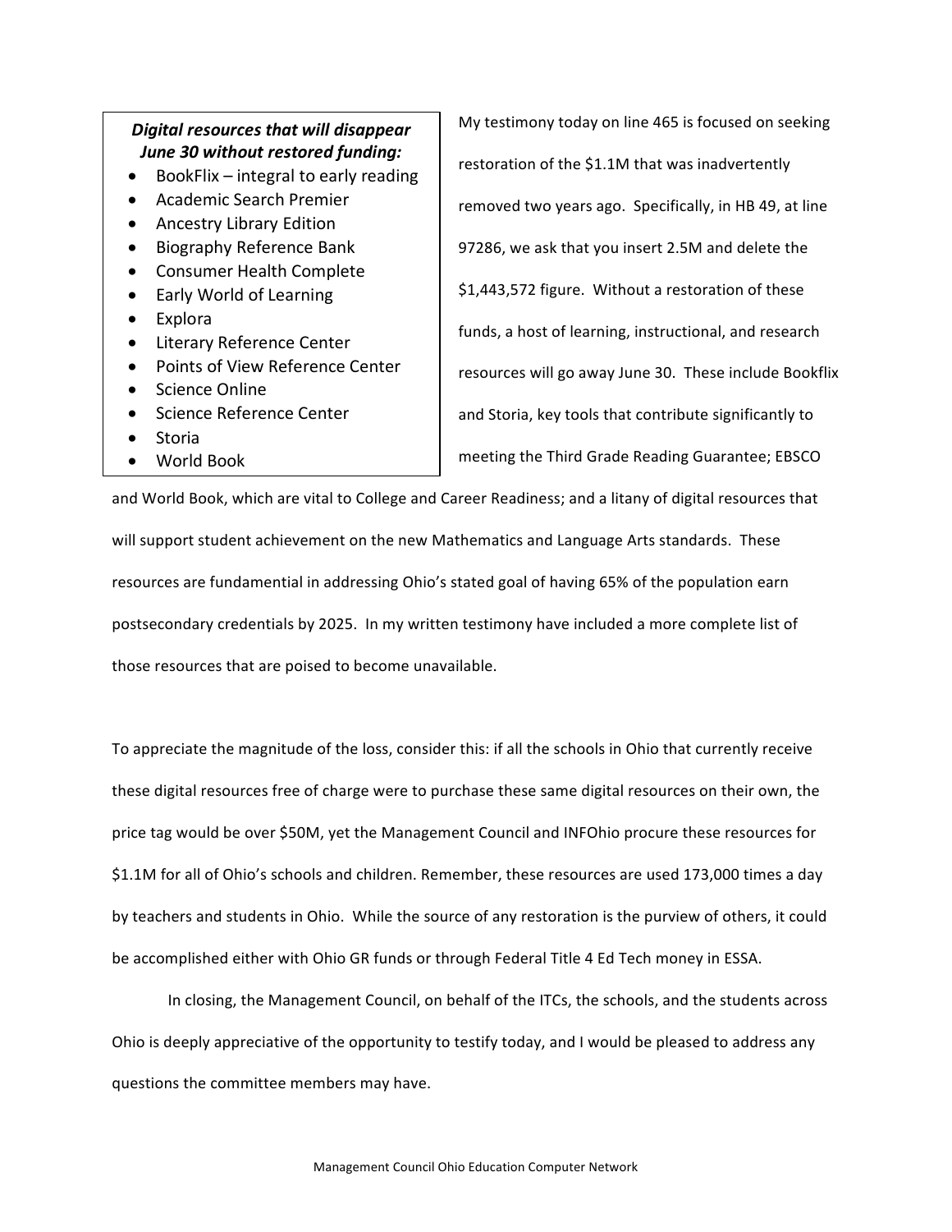***Digital resources that will disappear June 30 without restored funding:***

- BookFlix – integral to early reading
- Academic Search Premier
- Ancestry Library Edition
- Biography Reference Bank
- Consumer Health Complete
- Early World of Learning
- Explora
- Literary Reference Center
- Points of View Reference Center
- Science Online
- Science Reference Center
- Storia
- World Book

My testimony today on line 465 is focused on seeking restoration of the $1.1M that was inadvertently removed two years ago. Specifically, in HB 49, at line 97286, we ask that you insert 2.5M and delete the $1,443,572 figure. Without a restoration of these funds, a host of learning, instructional, and research resources will go away June 30. These include Bookflix and Storia, key tools that contribute significantly to meeting the Third Grade Reading Guarantee; EBSCO and World Book, which are vital to College and Career Readiness; and a litany of digital resources that will support student achievement on the new Mathematics and Language Arts standards. These resources are fundamentiel in addressing Ohio's stated goal of having 65% of the population earn postsecondary credentials by 2025. In my written testimony have included a more complete list of those resources that are poised to become unavailable.

To appreciate the magnitude of the loss, consider this: if all the schools in Ohio that currently receive these digital resources free of charge were to purchase these same digital resources on their own, the price tag would be over $50M, yet the Management Council and INFOhio procure these resources for $1.1M for all of Ohio's schools and children. Remember, these resources are used 173,000 times a day by teachers and students in Ohio. While the source of any restoration is the purview of others, it could be accomplished either with Ohio GR funds or through Federal Title 4 Ed Tech money in ESSA.

In closing, the Management Council, on behalf of the ITCs, the schools, and the students across Ohio is deeply appreciative of the opportunity to testify today, and I would be pleased to address any questions the committee members may have.